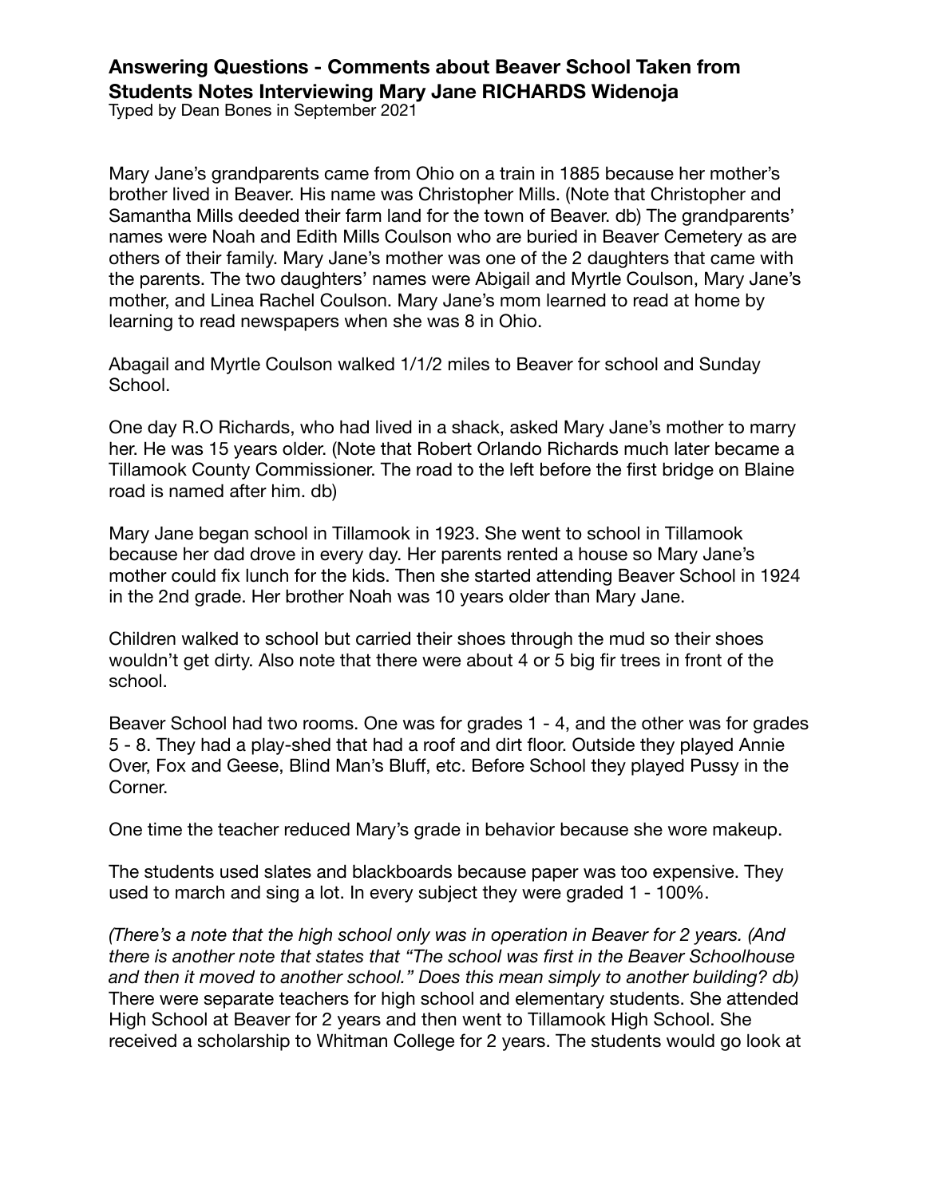# Answering Questions - Comments about Beaver School Taken from Students Notes Interviewing Mary Jane RICHARDS Widenoja

Typed by Dean Bones in September 2021

Mary Jane's grandparents came from Ohio on a train in 1885 because her mother's brother lived in Beaver. His name was Christopher Mills. (Note that Christopher and Samantha Mills deeded their farm land for the town of Beaver. db) The grandparents' names were Noah and Edith Mills Coulson who are buried in Beaver Cemetery as are others of their family. Mary Jane's mother was one of the 2 daughters that came with the parents. The two daughters' names were Abigail and Myrtle Coulson, Mary Jane's mother, and Linea Rachel Coulson. Mary Jane's mom learned to read at home by learning to read newspapers when she was 8 in Ohio.

Abagail and Myrtle Coulson walked 1/1/2 miles to Beaver for school and Sunday School.

One day R.O Richards, who had lived in a shack, asked Mary Jane's mother to marry her. He was 15 years older. (Note that Robert Orlando Richards much later became a Tillamook County Commissioner. The road to the left before the first bridge on Blaine road is named after him. db)

Mary Jane began school in Tillamook in 1923. She went to school in Tillamook because her dad drove in every day. Her parents rented a house so Mary Jane's mother could fix lunch for the kids. Then she started attending Beaver School in 1924 in the 2nd grade. Her brother Noah was 10 years older than Mary Jane.

Children walked to school but carried their shoes through the mud so their shoes wouldn't get dirty. Also note that there were about 4 or 5 big fir trees in front of the school.

Beaver School had two rooms. One was for grades 1 - 4, and the other was for grades 5 - 8. They had a play-shed that had a roof and dirt floor. Outside they played Annie Over, Fox and Geese, Blind Man's Bluff, etc. Before School they played Pussy in the Corner.

One time the teacher reduced Mary's grade in behavior because she wore makeup.

The students used slates and blackboards because paper was too expensive. They used to march and sing a lot. In every subject they were graded 1 - 100%.

*(There's a note that the high school only was in operation in Beaver for 2 years. (And there is another note that states that "The school was first in the Beaver Schoolhouse and then it moved to another school." Does this mean simply to another building? db)* There were separate teachers for high school and elementary students. She attended High School at Beaver for 2 years and then went to Tillamook High School. She received a scholarship to Whitman College for 2 years. The students would go look at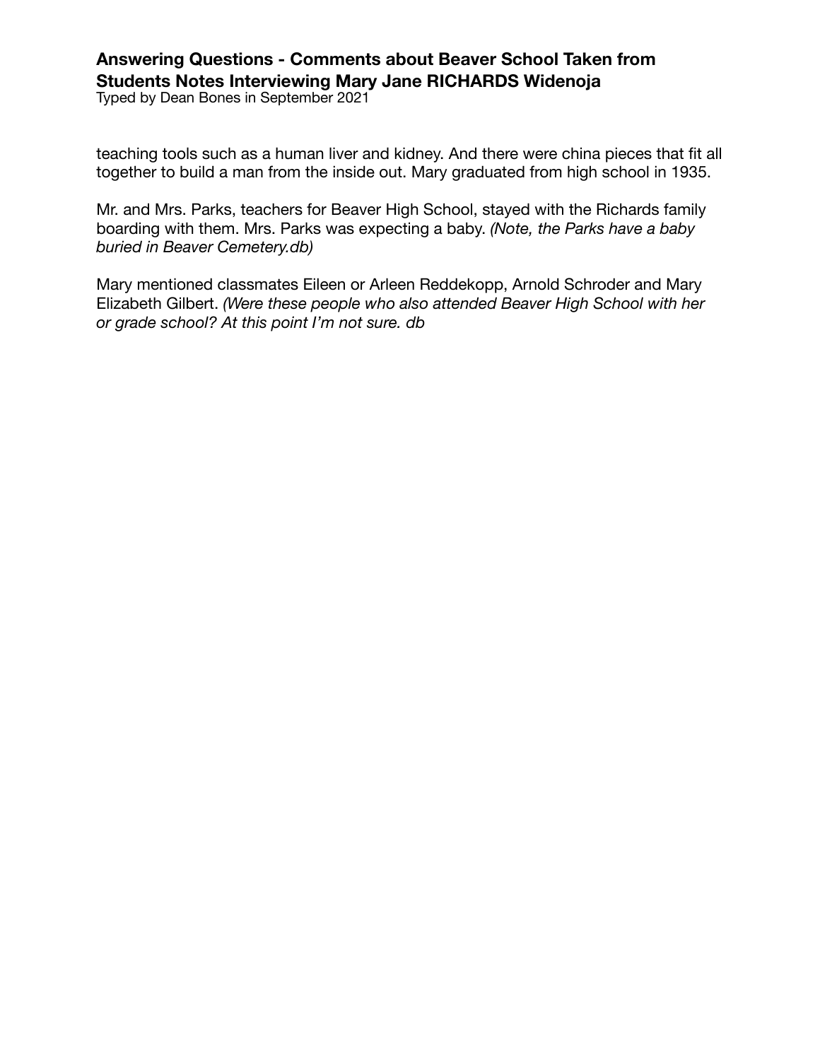teaching tools such as a human liver and kidney. And there were china pieces that fit all together to build a man from the inside out. Mary graduated from high school in 1935.

Mr. and Mrs. Parks, teachers for Beaver High School, stayed with the Richards family boarding with them. Mrs. Parks was expecting a baby. *(Note, the Parks have a baby buried in Beaver Cemetery.db)*

Mary mentioned classmates Eileen or Arleen Reddekopp, Arnold Schroder and Mary Elizabeth Gilbert. *(Were these people who also attended Beaver High School with her or grade school? At this point I'm not sure. db*